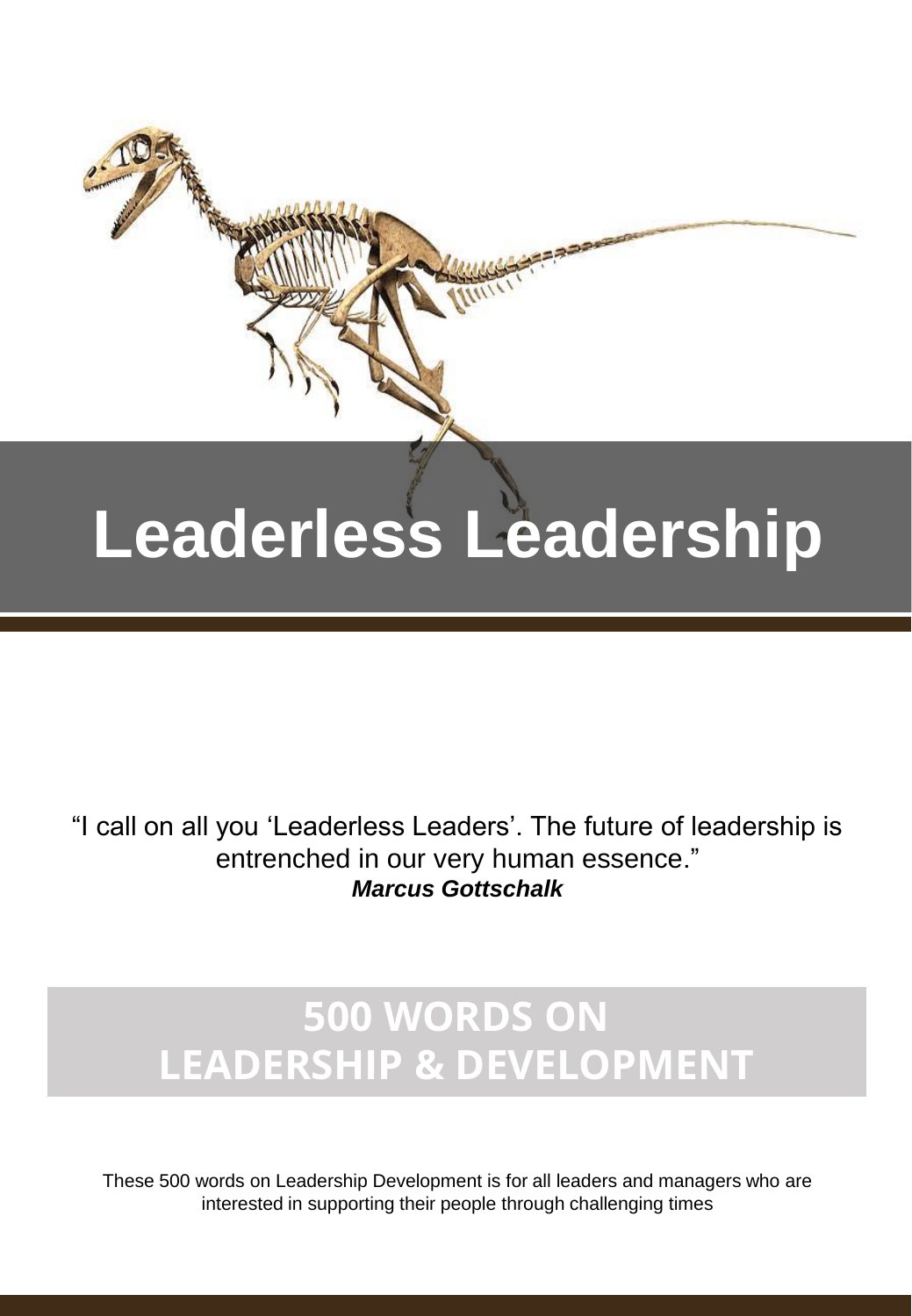# Leaderless Leadership

"I call on all you 'Leaderless Leaders'. The future of leadership is entrenched in our very human essence."
***Marcus Gottschalk***

## 500 WORDS ON LEADERSHIP & DEVELOPMENT

These 500 words on Leadership Development is for all leaders and managers who are interested in supporting their people through challenging times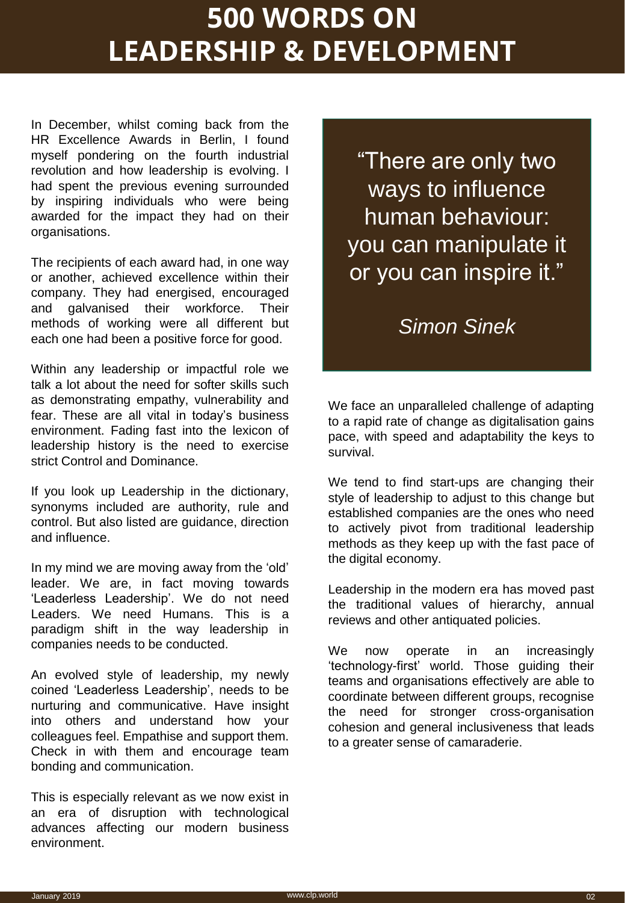# 500 WORDS ON LEADERSHIP & DEVELOPMENT

In December, whilst coming back from the HR Excellence Awards in Berlin, I found myself pondering on the fourth industrial revolution and how leadership is evolving. I had spent the previous evening surrounded by inspiring individuals who were being awarded for the impact they had on their organisations.

The recipients of each award had, in one way or another, achieved excellence within their company. They had energised, encouraged and galvanised their workforce. Their methods of working were all different but each one had been a positive force for good.

Within any leadership or impactful role we talk a lot about the need for softer skills such as demonstrating empathy, vulnerability and fear. These are all vital in today's business environment. Fading fast into the lexicon of leadership history is the need to exercise strict Control and Dominance.

If you look up Leadership in the dictionary, synonyms included are authority, rule and control. But also listed are guidance, direction and influence.

In my mind we are moving away from the 'old' leader. We are, in fact moving towards 'Leaderless Leadership'. We do not need Leaders. We need Humans. This is a paradigm shift in the way leadership in companies needs to be conducted.

An evolved style of leadership, my newly coined 'Leaderless Leadership', needs to be nurturing and communicative. Have insight into others and understand how your colleagues feel. Empathise and support them. Check in with them and encourage team bonding and communication.

This is especially relevant as we now exist in an era of disruption with technological advances affecting our modern business environment.

> "There are only two ways to influence human behaviour: you can manipulate it or you can inspire it."
>
> *Simon Sinek*

We face an unparalleled challenge of adapting to a rapid rate of change as digitalisation gains pace, with speed and adaptability the keys to survival.

We tend to find start-ups are changing their style of leadership to adjust to this change but established companies are the ones who need to actively pivot from traditional leadership methods as they keep up with the fast pace of the digital economy.

Leadership in the modern era has moved past the traditional values of hierarchy, annual reviews and other antiquated policies.

We now operate in an increasingly 'technology-first' world. Those guiding their teams and organisations effectively are able to coordinate between different groups, recognise the need for stronger cross-organisation cohesion and general inclusiveness that leads to a greater sense of camaraderie.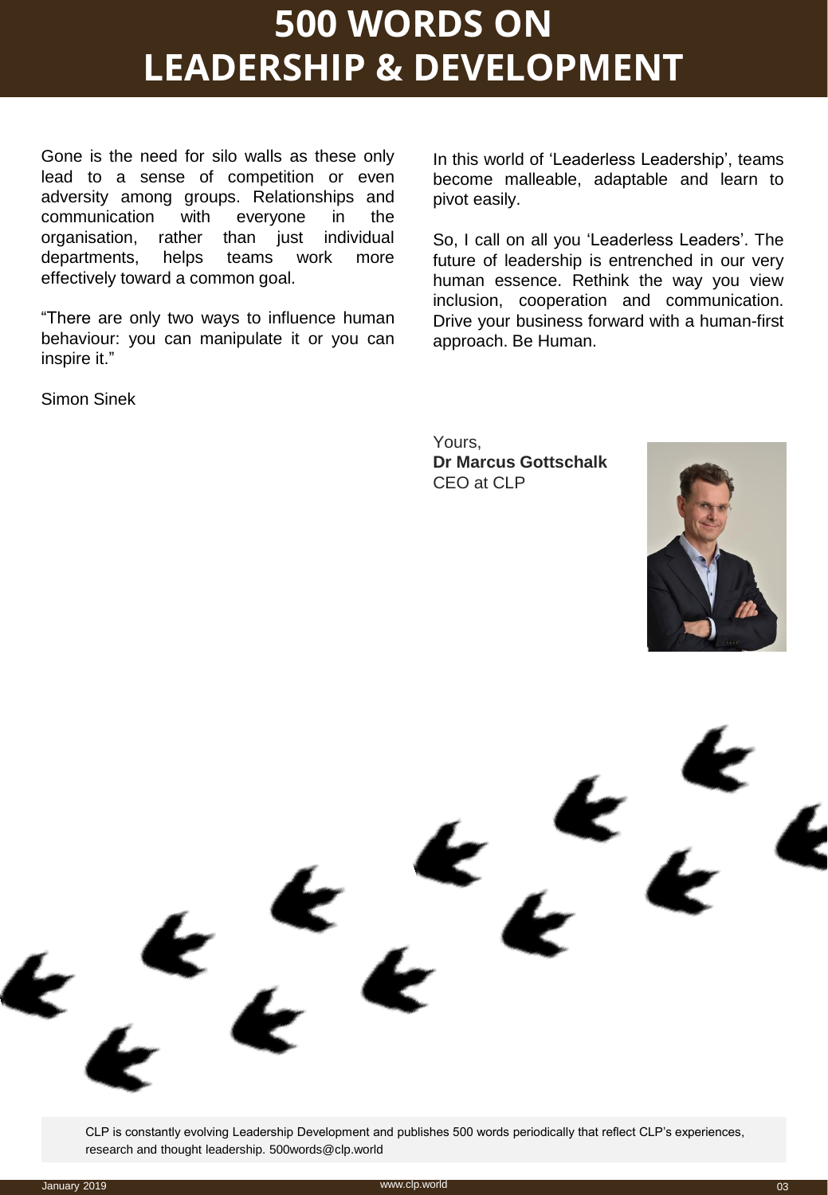# 500 WORDS ON LEADERSHIP & DEVELOPMENT

Gone is the need for silo walls as these only lead to a sense of competition or even adversity among groups. Relationships and communication with everyone in the organisation, rather than just individual departments, helps teams work more effectively toward a common goal.

"There are only two ways to influence human behaviour: you can manipulate it or you can inspire it."

Simon Sinek

In this world of 'Leaderless Leadership', teams become malleable, adaptable and learn to pivot easily.

So, I call on all you 'Leaderless Leaders'. The future of leadership is entrenched in our very human essence. Rethink the way you view inclusion, cooperation and communication. Drive your business forward with a human-first approach. Be Human.

Yours,
**Dr Marcus Gottschalk**
CEO at CLP

CLP is constantly evolving Leadership Development and publishes 500 words periodically that reflect CLP's experiences, research and thought leadership. 500words@clp.world